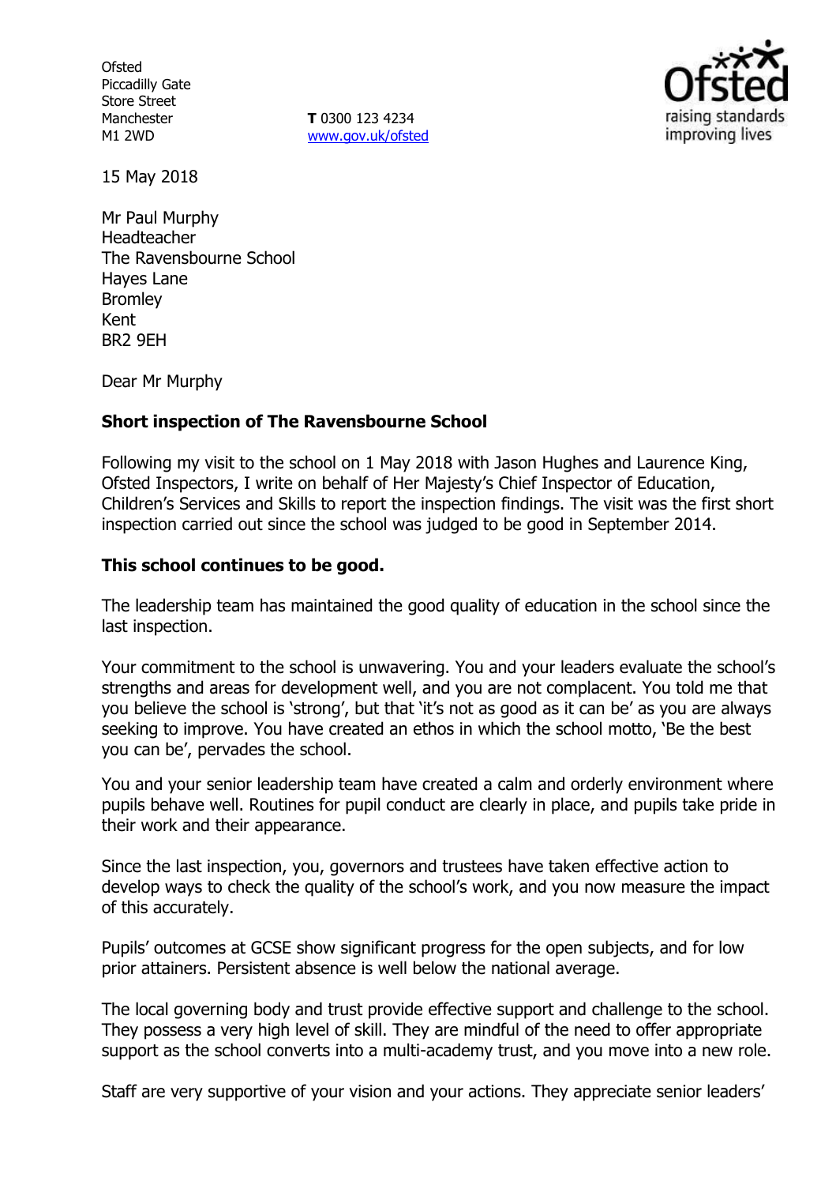Ofsted
Piccadilly Gate
Store Street
Manchester
M1 2WD

**T** 0300 123 4234
www.gov.uk/ofsted

15 May 2018

Mr Paul Murphy
Headteacher
The Ravensbourne School
Hayes Lane
Bromley
Kent
BR2 9EH

Dear Mr Murphy

**Short inspection of The Ravensbourne School**

Following my visit to the school on 1 May 2018 with Jason Hughes and Laurence King, Ofsted Inspectors, I write on behalf of Her Majesty's Chief Inspector of Education, Children's Services and Skills to report the inspection findings. The visit was the first short inspection carried out since the school was judged to be good in September 2014.

**This school continues to be good.**

The leadership team has maintained the good quality of education in the school since the last inspection.

Your commitment to the school is unwavering. You and your leaders evaluate the school's strengths and areas for development well, and you are not complacent. You told me that you believe the school is 'strong', but that 'it's not as good as it can be' as you are always seeking to improve. You have created an ethos in which the school motto, 'Be the best you can be', pervades the school.

You and your senior leadership team have created a calm and orderly environment where pupils behave well. Routines for pupil conduct are clearly in place, and pupils take pride in their work and their appearance.

Since the last inspection, you, governors and trustees have taken effective action to develop ways to check the quality of the school's work, and you now measure the impact of this accurately.

Pupils' outcomes at GCSE show significant progress for the open subjects, and for low prior attainers. Persistent absence is well below the national average.

The local governing body and trust provide effective support and challenge to the school. They possess a very high level of skill. They are mindful of the need to offer appropriate support as the school converts into a multi-academy trust, and you move into a new role.

Staff are very supportive of your vision and your actions. They appreciate senior leaders'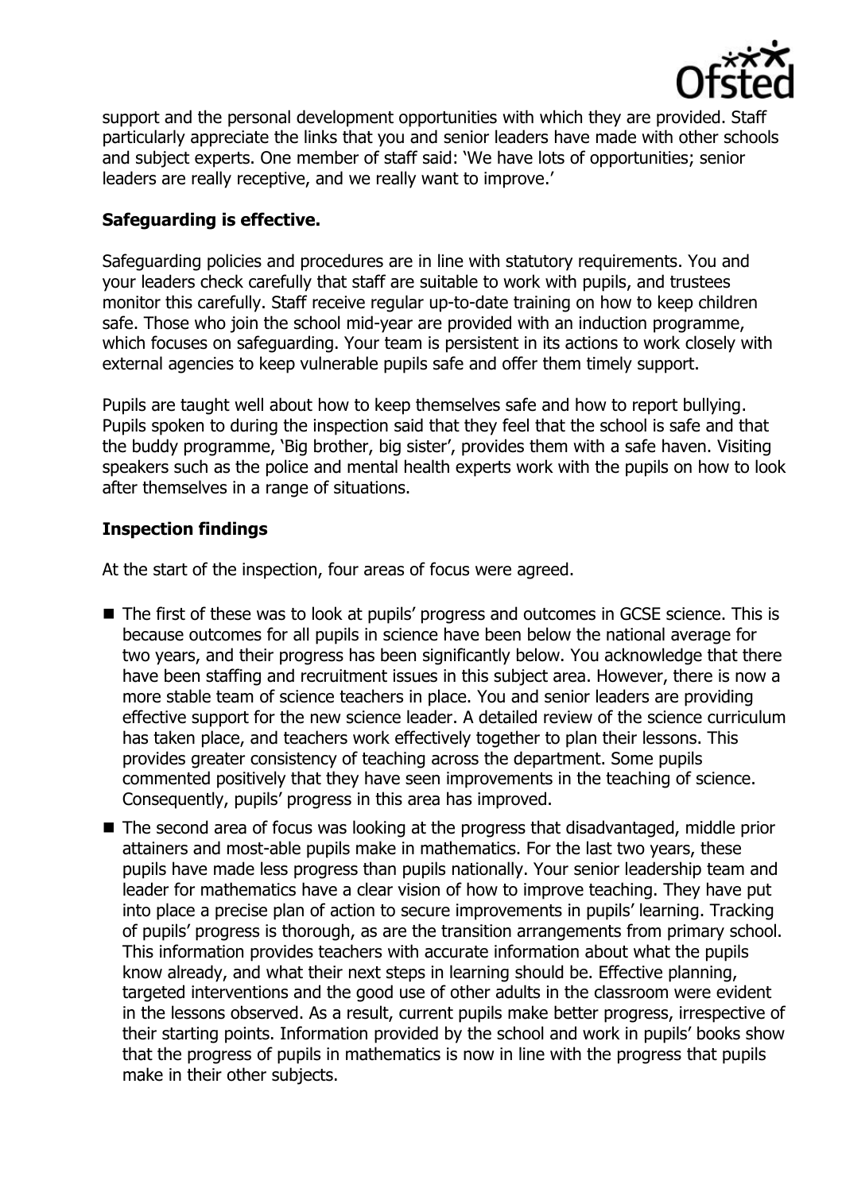support and the personal development opportunities with which they are provided. Staff particularly appreciate the links that you and senior leaders have made with other schools and subject experts. One member of staff said: 'We have lots of opportunities; senior leaders are really receptive, and we really want to improve.'

### Safeguarding is effective.

Safeguarding policies and procedures are in line with statutory requirements. You and your leaders check carefully that staff are suitable to work with pupils, and trustees monitor this carefully. Staff receive regular up-to-date training on how to keep children safe. Those who join the school mid-year are provided with an induction programme, which focuses on safeguarding. Your team is persistent in its actions to work closely with external agencies to keep vulnerable pupils safe and offer them timely support.

Pupils are taught well about how to keep themselves safe and how to report bullying. Pupils spoken to during the inspection said that they feel that the school is safe and that the buddy programme, 'Big brother, big sister', provides them with a safe haven. Visiting speakers such as the police and mental health experts work with the pupils on how to look after themselves in a range of situations.

### Inspection findings

At the start of the inspection, four areas of focus were agreed.

- The first of these was to look at pupils' progress and outcomes in GCSE science. This is because outcomes for all pupils in science have been below the national average for two years, and their progress has been significantly below. You acknowledge that there have been staffing and recruitment issues in this subject area. However, there is now a more stable team of science teachers in place. You and senior leaders are providing effective support for the new science leader. A detailed review of the science curriculum has taken place, and teachers work effectively together to plan their lessons. This provides greater consistency of teaching across the department. Some pupils commented positively that they have seen improvements in the teaching of science. Consequently, pupils' progress in this area has improved.
- The second area of focus was looking at the progress that disadvantaged, middle prior attainers and most-able pupils make in mathematics. For the last two years, these pupils have made less progress than pupils nationally. Your senior leadership team and leader for mathematics have a clear vision of how to improve teaching. They have put into place a precise plan of action to secure improvements in pupils' learning. Tracking of pupils' progress is thorough, as are the transition arrangements from primary school. This information provides teachers with accurate information about what the pupils know already, and what their next steps in learning should be. Effective planning, targeted interventions and the good use of other adults in the classroom were evident in the lessons observed. As a result, current pupils make better progress, irrespective of their starting points. Information provided by the school and work in pupils' books show that the progress of pupils in mathematics is now in line with the progress that pupils make in their other subjects.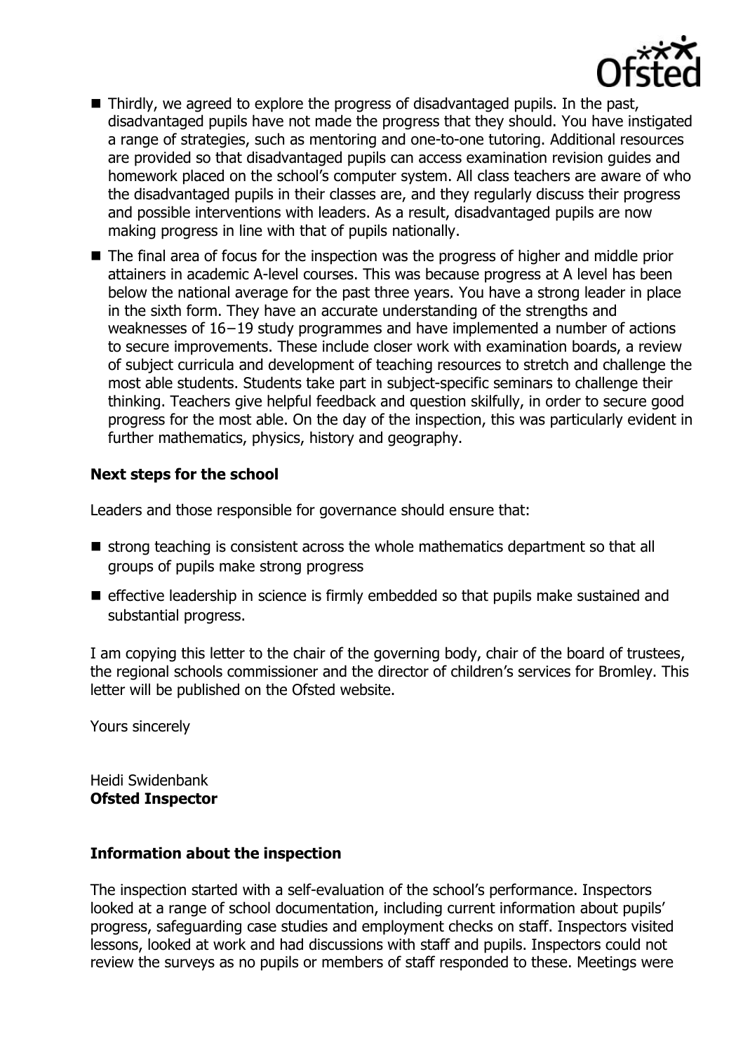- Thirdly, we agreed to explore the progress of disadvantaged pupils. In the past, disadvantaged pupils have not made the progress that they should. You have instigated a range of strategies, such as mentoring and one-to-one tutoring. Additional resources are provided so that disadvantaged pupils can access examination revision guides and homework placed on the school's computer system. All class teachers are aware of who the disadvantaged pupils in their classes are, and they regularly discuss their progress and possible interventions with leaders. As a result, disadvantaged pupils are now making progress in line with that of pupils nationally.
- The final area of focus for the inspection was the progress of higher and middle prior attainers in academic A-level courses. This was because progress at A level has been below the national average for the past three years. You have a strong leader in place in the sixth form. They have an accurate understanding of the strengths and weaknesses of 16−19 study programmes and have implemented a number of actions to secure improvements. These include closer work with examination boards, a review of subject curricula and development of teaching resources to stretch and challenge the most able students. Students take part in subject-specific seminars to challenge their thinking. Teachers give helpful feedback and question skilfully, in order to secure good progress for the most able. On the day of the inspection, this was particularly evident in further mathematics, physics, history and geography.

### Next steps for the school

Leaders and those responsible for governance should ensure that:

- strong teaching is consistent across the whole mathematics department so that all groups of pupils make strong progress
- effective leadership in science is firmly embedded so that pupils make sustained and substantial progress.

I am copying this letter to the chair of the governing body, chair of the board of trustees, the regional schools commissioner and the director of children's services for Bromley. This letter will be published on the Ofsted website.

Yours sincerely

Heidi Swidenbank
**Ofsted Inspector**

### Information about the inspection

The inspection started with a self-evaluation of the school's performance. Inspectors looked at a range of school documentation, including current information about pupils' progress, safeguarding case studies and employment checks on staff. Inspectors visited lessons, looked at work and had discussions with staff and pupils. Inspectors could not review the surveys as no pupils or members of staff responded to these. Meetings were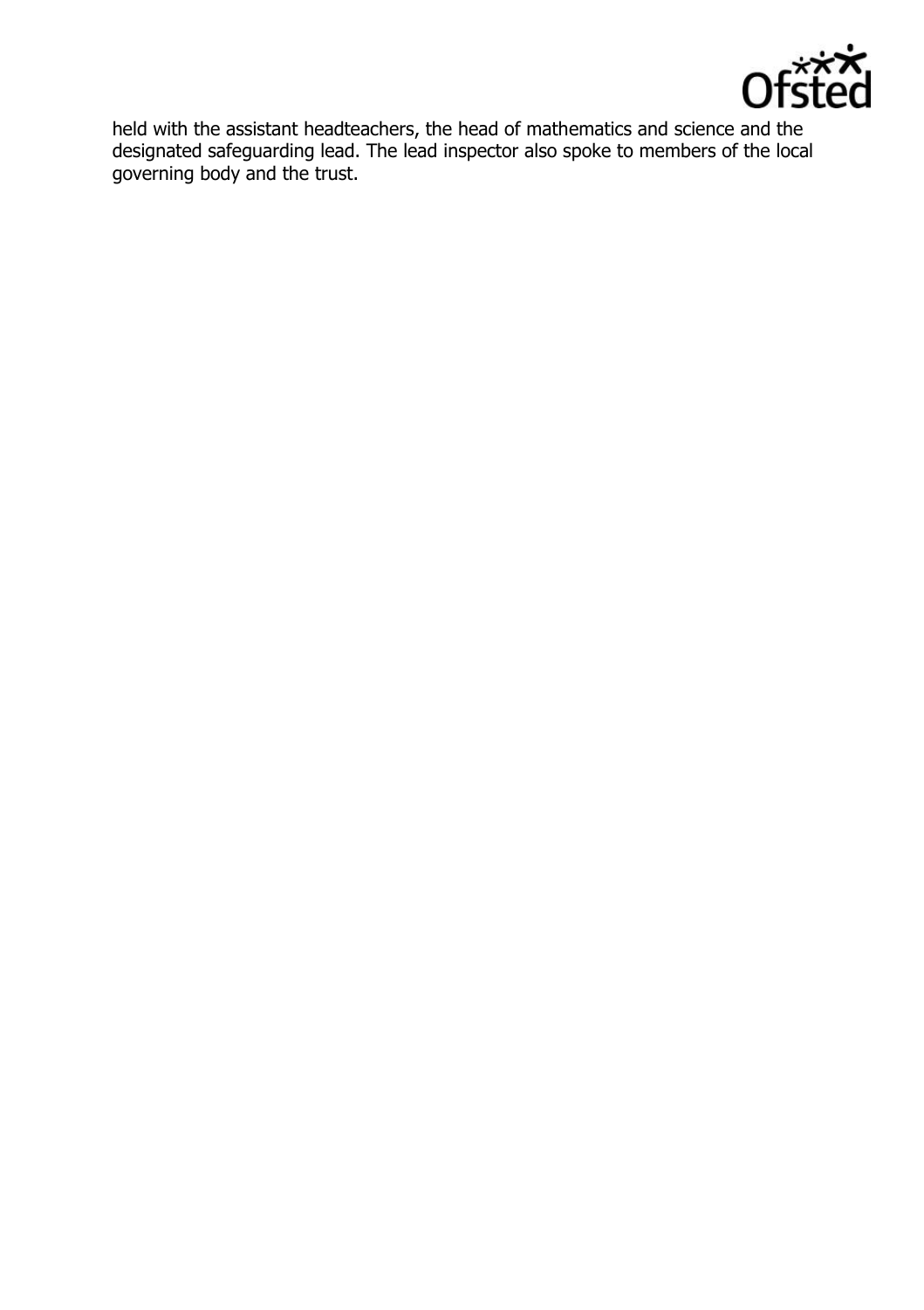held with the assistant headteachers, the head of mathematics and science and the designated safeguarding lead. The lead inspector also spoke to members of the local governing body and the trust.